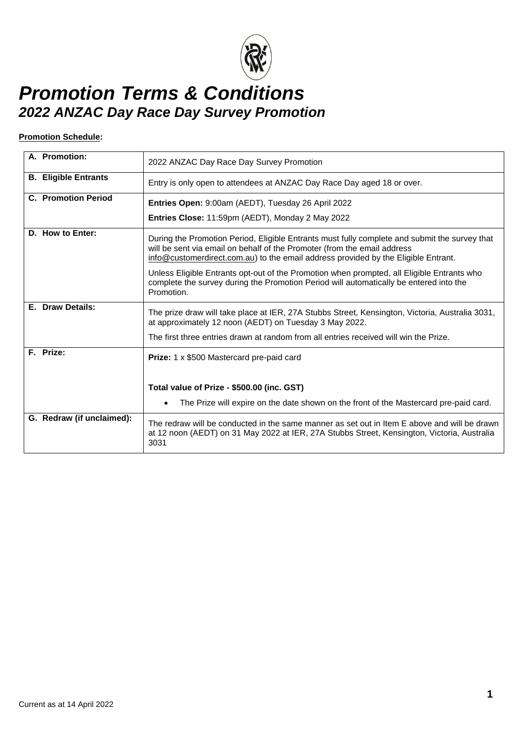# *Promotion Terms & Conditions*

## *2022 ANZAC Day Race Day Survey Promotion*

**Promotion Schedule:**

| | |
|---|---|
| **A. Promotion:** | 2022 ANZAC Day Race Day Survey Promotion |
| **B. Eligible Entrants** | Entry is only open to attendees at ANZAC Day Race Day aged 18 or over. |
| **C. Promotion Period** | **Entries Open:** 9:00am (AEDT), Tuesday 26 April 2022<br>**Entries Close:** 11:59pm (AEDT), Monday 2 May 2022 |
| **D. How to Enter:** | During the Promotion Period, Eligible Entrants must fully complete and submit the survey that will be sent via email on behalf of the Promoter (from the email address info@customerdirect.com.au) to the email address provided by the Eligible Entrant.<br>Unless Eligible Entrants opt-out of the Promotion when prompted, all Eligible Entrants who complete the survey during the Promotion Period will automatically be entered into the Promotion. |
| **E. Draw Details:** | The prize draw will take place at IER, 27A Stubbs Street, Kensington, Victoria, Australia 3031, at approximately 12 noon (AEDT) on Tuesday 3 May 2022.<br>The first three entries drawn at random from all entries received will win the Prize. |
| **F. Prize:** | **Prize:** 1 x $500 Mastercard pre-paid card<br>**Total value of Prize - $500.00 (inc. GST)**<br>• The Prize will expire on the date shown on the front of the Mastercard pre-paid card. |
| **G. Redraw (if unclaimed):** | The redraw will be conducted in the same manner as set out in Item E above and will be drawn at 12 noon (AEDT) on 31 May 2022 at IER, 27A Stubbs Street, Kensington, Victoria, Australia 3031 |

Current as at 14 April 2022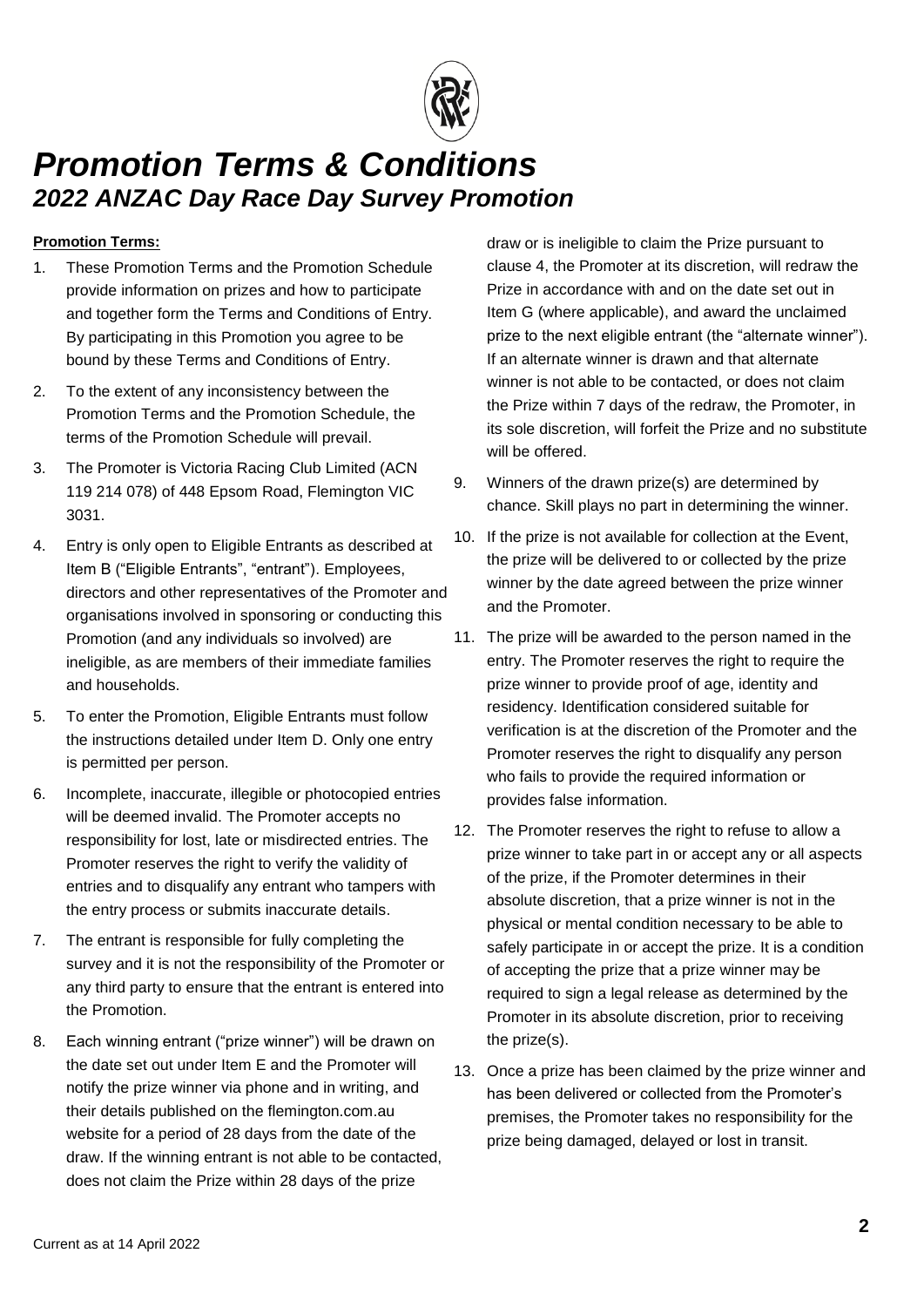# *Promotion Terms & Conditions*

## *2022 ANZAC Day Race Day Survey Promotion*

**Promotion Terms:**

1. These Promotion Terms and the Promotion Schedule provide information on prizes and how to participate and together form the Terms and Conditions of Entry. By participating in this Promotion you agree to be bound by these Terms and Conditions of Entry.
2. To the extent of any inconsistency between the Promotion Terms and the Promotion Schedule, the terms of the Promotion Schedule will prevail.
3. The Promoter is Victoria Racing Club Limited (ACN 119 214 078) of 448 Epsom Road, Flemington VIC 3031.
4. Entry is only open to Eligible Entrants as described at Item B ("Eligible Entrants", "entrant"). Employees, directors and other representatives of the Promoter and organisations involved in sponsoring or conducting this Promotion (and any individuals so involved) are ineligible, as are members of their immediate families and households.
5. To enter the Promotion, Eligible Entrants must follow the instructions detailed under Item D. Only one entry is permitted per person.
6. Incomplete, inaccurate, illegible or photocopied entries will be deemed invalid. The Promoter accepts no responsibility for lost, late or misdirected entries. The Promoter reserves the right to verify the validity of entries and to disqualify any entrant who tampers with the entry process or submits inaccurate details.
7. The entrant is responsible for fully completing the survey and it is not the responsibility of the Promoter or any third party to ensure that the entrant is entered into the Promotion.
8. Each winning entrant ("prize winner") will be drawn on the date set out under Item E and the Promoter will notify the prize winner via phone and in writing, and their details published on the flemington.com.au website for a period of 28 days from the date of the draw. If the winning entrant is not able to be contacted, does not claim the Prize within 28 days of the prize draw or is ineligible to claim the Prize pursuant to clause 4, the Promoter at its discretion, will redraw the Prize in accordance with and on the date set out in Item G (where applicable), and award the unclaimed prize to the next eligible entrant (the "alternate winner"). If an alternate winner is drawn and that alternate winner is not able to be contacted, or does not claim the Prize within 7 days of the redraw, the Promoter, in its sole discretion, will forfeit the Prize and no substitute will be offered.
9. Winners of the drawn prize(s) are determined by chance. Skill plays no part in determining the winner.
10. If the prize is not available for collection at the Event, the prize will be delivered to or collected by the prize winner by the date agreed between the prize winner and the Promoter.
11. The prize will be awarded to the person named in the entry. The Promoter reserves the right to require the prize winner to provide proof of age, identity and residency. Identification considered suitable for verification is at the discretion of the Promoter and the Promoter reserves the right to disqualify any person who fails to provide the required information or provides false information.
12. The Promoter reserves the right to refuse to allow a prize winner to take part in or accept any or all aspects of the prize, if the Promoter determines in their absolute discretion, that a prize winner is not in the physical or mental condition necessary to be able to safely participate in or accept the prize. It is a condition of accepting the prize that a prize winner may be required to sign a legal release as determined by the Promoter in its absolute discretion, prior to receiving the prize(s).
13. Once a prize has been claimed by the prize winner and has been delivered or collected from the Promoter's premises, the Promoter takes no responsibility for the prize being damaged, delayed or lost in transit.

Current as at 14 April 2022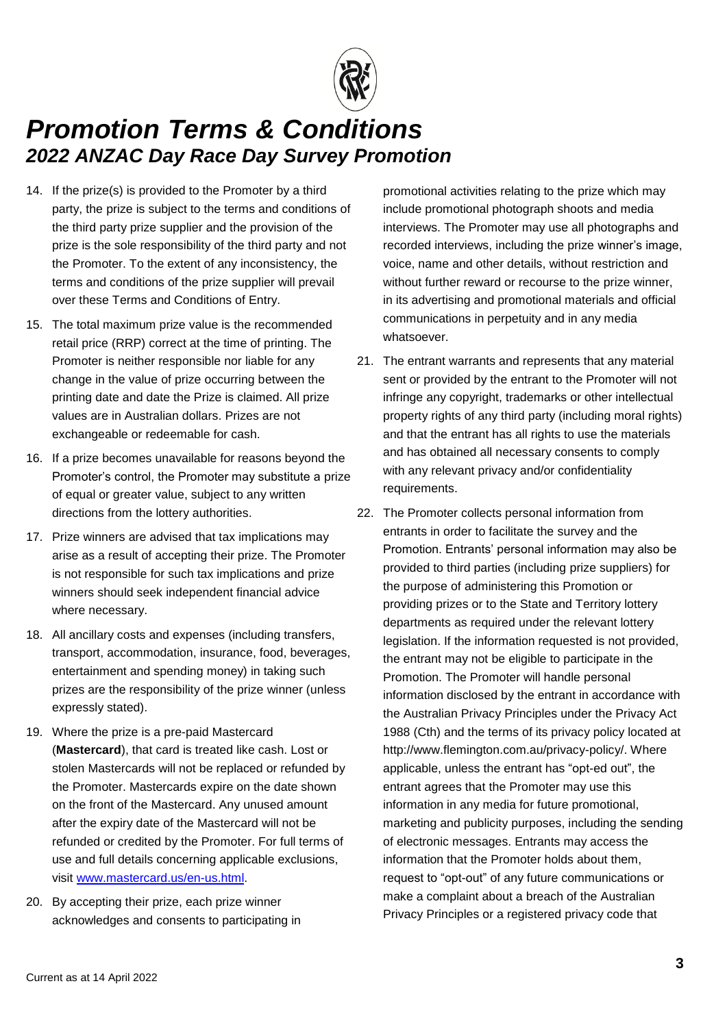# Promotion Terms & Conditions

## 2022 ANZAC Day Race Day Survey Promotion

14. If the prize(s) is provided to the Promoter by a third party, the prize is subject to the terms and conditions of the third party prize supplier and the provision of the prize is the sole responsibility of the third party and not the Promoter. To the extent of any inconsistency, the terms and conditions of the prize supplier will prevail over these Terms and Conditions of Entry.
15. The total maximum prize value is the recommended retail price (RRP) correct at the time of printing. The Promoter is neither responsible nor liable for any change in the value of prize occurring between the printing date and date the Prize is claimed. All prize values are in Australian dollars. Prizes are not exchangeable or redeemable for cash.
16. If a prize becomes unavailable for reasons beyond the Promoter's control, the Promoter may substitute a prize of equal or greater value, subject to any written directions from the lottery authorities.
17. Prize winners are advised that tax implications may arise as a result of accepting their prize. The Promoter is not responsible for such tax implications and prize winners should seek independent financial advice where necessary.
18. All ancillary costs and expenses (including transfers, transport, accommodation, insurance, food, beverages, entertainment and spending money) in taking such prizes are the responsibility of the prize winner (unless expressly stated).
19. Where the prize is a pre-paid Mastercard (**Mastercard**), that card is treated like cash. Lost or stolen Mastercards will not be replaced or refunded by the Promoter. Mastercards expire on the date shown on the front of the Mastercard. Any unused amount after the expiry date of the Mastercard will not be refunded or credited by the Promoter. For full terms of use and full details concerning applicable exclusions, visit [www.mastercard.us/en-us.html](www.mastercard.us/en-us.html).
20. By accepting their prize, each prize winner acknowledges and consents to participating in promotional activities relating to the prize which may include promotional photograph shoots and media interviews. The Promoter may use all photographs and recorded interviews, including the prize winner's image, voice, name and other details, without restriction and without further reward or recourse to the prize winner, in its advertising and promotional materials and official communications in perpetuity and in any media whatsoever.
21. The entrant warrants and represents that any material sent or provided by the entrant to the Promoter will not infringe any copyright, trademarks or other intellectual property rights of any third party (including moral rights) and that the entrant has all rights to use the materials and has obtained all necessary consents to comply with any relevant privacy and/or confidentiality requirements.
22. The Promoter collects personal information from entrants in order to facilitate the survey and the Promotion. Entrants' personal information may also be provided to third parties (including prize suppliers) for the purpose of administering this Promotion or providing prizes or to the State and Territory lottery departments as required under the relevant lottery legislation. If the information requested is not provided, the entrant may not be eligible to participate in the Promotion. The Promoter will handle personal information disclosed by the entrant in accordance with the Australian Privacy Principles under the Privacy Act 1988 (Cth) and the terms of its privacy policy located at http://www.flemington.com.au/privacy-policy/. Where applicable, unless the entrant has "opt-ed out", the entrant agrees that the Promoter may use this information in any media for future promotional, marketing and publicity purposes, including the sending of electronic messages. Entrants may access the information that the Promoter holds about them, request to "opt-out" of any future communications or make a complaint about a breach of the Australian Privacy Principles or a registered privacy code that

Current as at 14 April 2022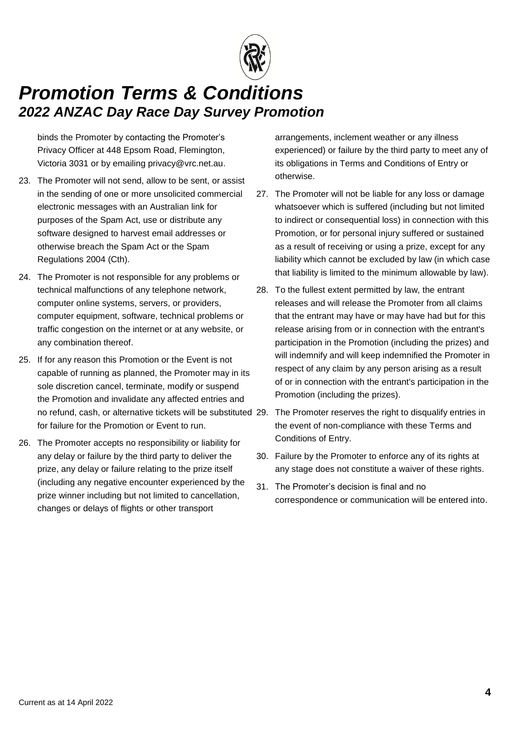binds the Promoter by contacting the Promoter's Privacy Officer at 448 Epsom Road, Flemington, Victoria 3031 or by emailing privacy@vrc.net.au.

23. The Promoter will not send, allow to be sent, or assist in the sending of one or more unsolicited commercial electronic messages with an Australian link for purposes of the Spam Act, use or distribute any software designed to harvest email addresses or otherwise breach the Spam Act or the Spam Regulations 2004 (Cth).
24. The Promoter is not responsible for any problems or technical malfunctions of any telephone network, computer online systems, servers, or providers, computer equipment, software, technical problems or traffic congestion on the internet or at any website, or any combination thereof.
25. If for any reason this Promotion or the Event is not capable of running as planned, the Promoter may in its sole discretion cancel, terminate, modify or suspend the Promotion and invalidate any affected entries and no refund, cash, or alternative tickets will be substituted for failure for the Promotion or Event to run.
26. The Promoter accepts no responsibility or liability for any delay or failure by the third party to deliver the prize, any delay or failure relating to the prize itself (including any negative encounter experienced by the prize winner including but not limited to cancellation, changes or delays of flights or other transport arrangements, inclement weather or any illness experienced) or failure by the third party to meet any of its obligations in Terms and Conditions of Entry or otherwise.
27. The Promoter will not be liable for any loss or damage whatsoever which is suffered (including but not limited to indirect or consequential loss) in connection with this Promotion, or for personal injury suffered or sustained as a result of receiving or using a prize, except for any liability which cannot be excluded by law (in which case that liability is limited to the minimum allowable by law).
28. To the fullest extent permitted by law, the entrant releases and will release the Promoter from all claims that the entrant may have or may have had but for this release arising from or in connection with the entrant's participation in the Promotion (including the prizes) and will indemnify and will keep indemnified the Promoter in respect of any claim by any person arising as a result of or in connection with the entrant's participation in the Promotion (including the prizes).
29. The Promoter reserves the right to disqualify entries in the event of non-compliance with these Terms and Conditions of Entry.
30. Failure by the Promoter to enforce any of its rights at any stage does not constitute a waiver of these rights.
31. The Promoter's decision is final and no correspondence or communication will be entered into.

Current as at 14 April 2022